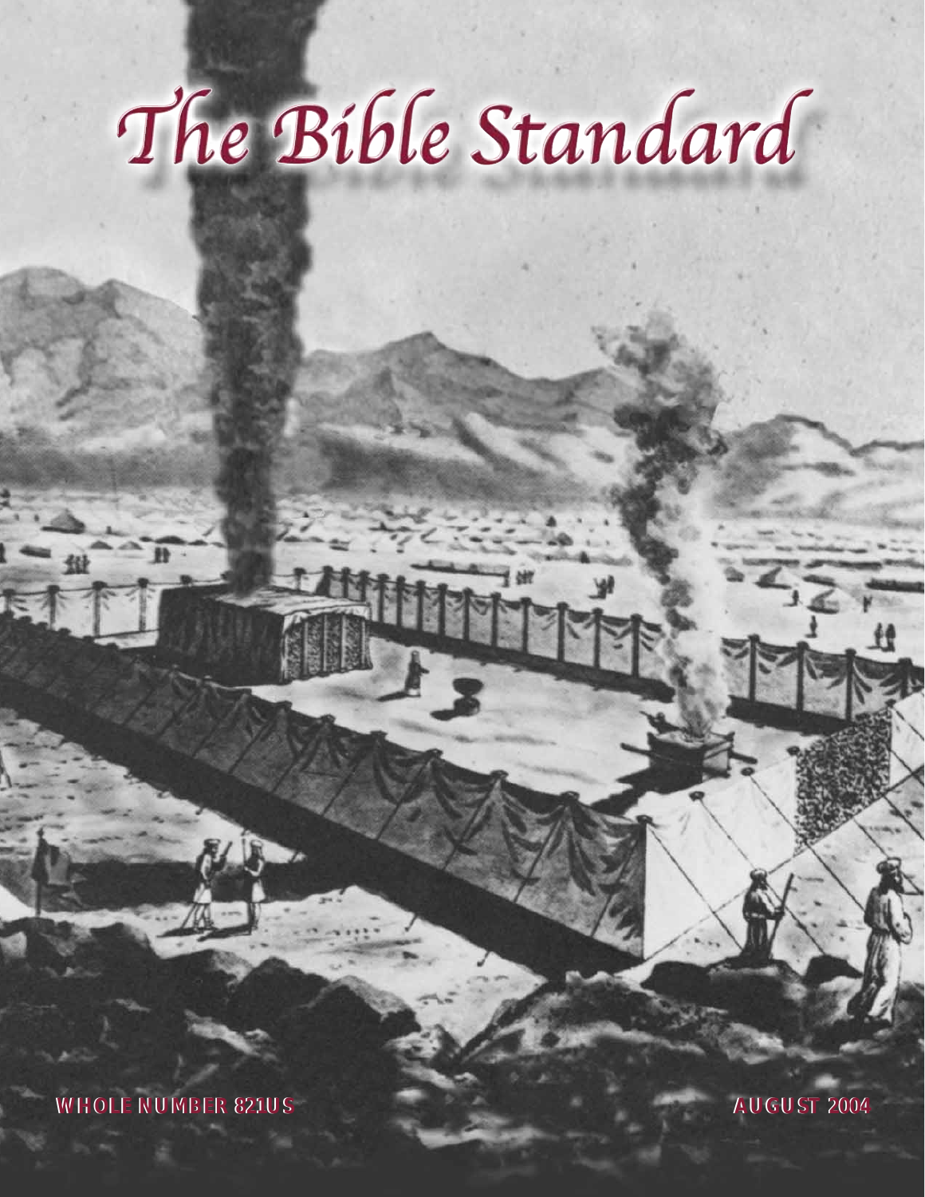# The Bible Standard

WHOLE NUMBER 821US

AUGUST 2004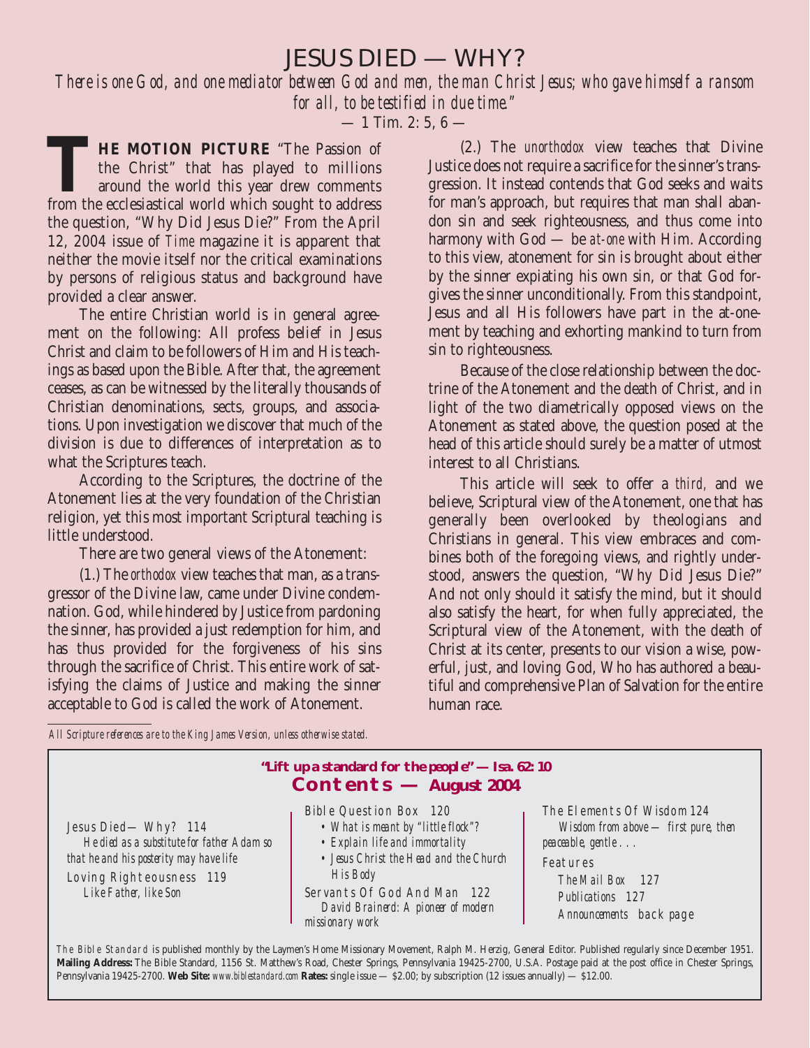# JESUS DIED — WHY?

*There is one God, and one mediator between God and men, the man Christ Jesus; who gave himself a ransom for all, to be testified in due time."*

— 1 Tim. 2: 5, 6 —

**THE MOTION PICTURE** "The Passion of the Christ" that has played to millions around the world this year drew comments from the ecclesiastical world which sought to address the question, "Why Did Jesus Die?" From the April 12, 2004 issue of *Time* magazine it is apparent that neither the movie itself nor the critical examinations by persons of religious status and background have provided a clear answer.

The entire Christian world is in general agreement on the following: All profess belief in Jesus Christ and claim to be followers of Him and His teachings as based upon the Bible. After that, the agreement ceases, as can be witnessed by the literally thousands of Christian denominations, sects, groups, and associations. Upon investigation we discover that much of the division is due to differences of interpretation as to what the Scriptures teach.

According to the Scriptures, the doctrine of the Atonement lies at the very foundation of the Christian religion, yet this most important Scriptural teaching is little understood.

There are two general views of the Atonement:

(1.) The *orthodox* view teaches that man, as a transgressor of the Divine law, came under Divine condemnation. God, while hindered by Justice from pardoning the sinner, has provided a just redemption for him, and has thus provided for the forgiveness of his sins through the sacrifice of Christ. This entire work of satisfying the claims of Justice and making the sinner acceptable to God is called the work of Atonement.

(2.) The *unorthodox* view teaches that Divine Justice does not require a sacrifice for the sinner's transgression. It instead contends that God seeks and waits for man's approach, but requires that man shall abandon sin and seek righteousness, and thus come into harmony with God — be *at-one* with Him. According to this view, atonement for sin is brought about either by the sinner expiating his own sin, or that God forgives the sinner unconditionally. From this standpoint, Jesus and all His followers have part in the at-onement by teaching and exhorting mankind to turn from sin to righteousness.

Because of the close relationship between the doctrine of the Atonement and the death of Christ, and in light of the two diametrically opposed views on the Atonement as stated above, the question posed at the head of this article should surely be a matter of utmost interest to all Christians.

This article will seek to offer a *third,* and we believe, Scriptural view of the Atonement, one that has generally been overlooked by theologians and Christians in general. This view embraces and combines both of the foregoing views, and rightly understood, answers the question, "Why Did Jesus Die?" And not only should it satisfy the mind, but it should also satisfy the heart, for when fully appreciated, the Scriptural view of the Atonement, with the death of Christ at its center, presents to our vision a wise, powerful, just, and loving God, Who has authored a beautiful and comprehensive Plan of Salvation for the entire human race.

*All Scripture references are to the King James Version, unless otherwise stated.*

---

**"Lift up a standard for the people" — Isa. 62: 10**

## Contents — August 2004

Jesus Died—Why? 114
*He died as a substitute for father Adam so that he and his posterity may have life*

Loving Righteousness 119
*Like Father, like Son*

Bible Question Box 120
- *What is meant by "little flock"?*
- *Explain life and immortality*
- *Jesus Christ the Head and the Church His Body*

Servants Of God And Man 122
*David Brainerd: A pioneer of modern missionary work*

The Elements Of Wisdom 124
*Wisdom from above — first pure, then peaceable, gentle . . .*

Features
*The Mail Box* 127
*Publications* 127
*Announcements* back page

*The Bible Standard* is published monthly by the Laymen's Home Missionary Movement, Ralph M. Herzig, General Editor. Published regularly since December 1951. **Mailing Address:** The Bible Standard, 1156 St. Matthew's Road, Chester Springs, Pennsylvania 19425-2700, U.S.A. Postage paid at the post office in Chester Springs, Pennsylvania 19425-2700. **Web Site:** *www.biblestandard.com* **Rates:** single issue — $2.00; by subscription (12 issues annually) — $12.00.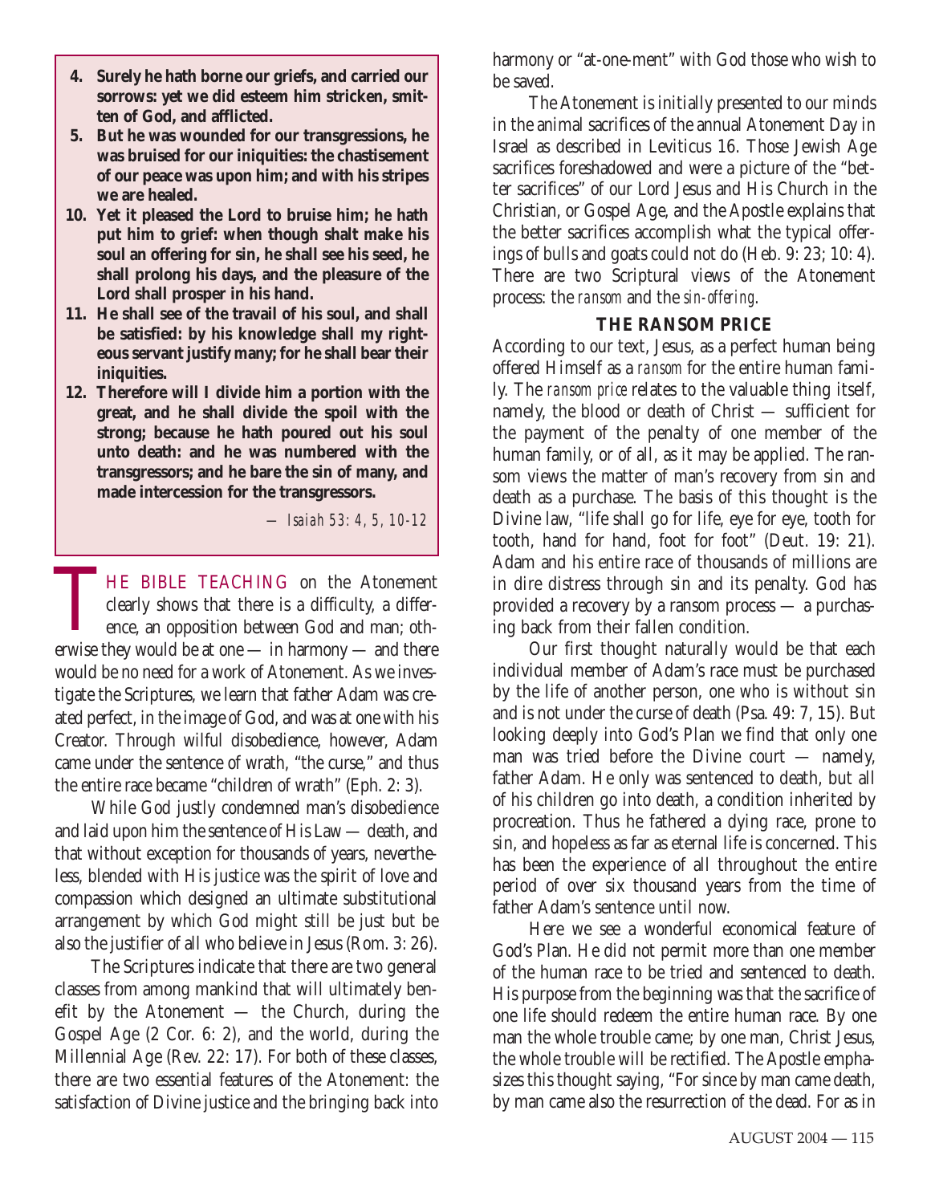**4. Surely he hath borne our griefs, and carried our sorrows: yet we did esteem him stricken, smitten of God, and afflicted.**

**5. But he was wounded for our transgressions, he was bruised for our iniquities: the chastisement of our peace was upon him; and with his stripes we are healed.**

**10. Yet it pleased the Lord to bruise him; he hath put him to grief: when though shalt make his soul an offering for sin, he shall see his seed, he shall prolong his days, and the pleasure of the Lord shall prosper in his hand.**

**11. He shall see of the travail of his soul, and shall be satisfied: by his knowledge shall my righteous servant justify many; for he shall bear their iniquities.**

**12. Therefore will I divide him a portion with the great, and he shall divide the spoil with the strong; because he hath poured out his soul unto death: and he was numbered with the transgressors; and he bare the sin of many, and made intercession for the transgressors.**

*— Isaiah 53: 4, 5, 10-12*

THE BIBLE TEACHING on the Atonement clearly shows that there is a difficulty, a difference, an opposition between God and man; otherwise they would be at one — in harmony — and there would be no need for a work of Atonement. As we investigate the Scriptures, we learn that father Adam was created perfect, in the image of God, and was at one with his Creator. Through wilful disobedience, however, Adam came under the sentence of wrath, "the curse," and thus the entire race became "children of wrath" (Eph. 2: 3).

While God justly condemned man's disobedience and laid upon him the sentence of His Law — death, and that without exception for thousands of years, nevertheless, blended with His justice was the spirit of love and compassion which designed an ultimate substitutional arrangement by which God might still be just but be also the justifier of all who believe in Jesus (Rom. 3: 26).

The Scriptures indicate that there are two general classes from among mankind that will ultimately benefit by the Atonement — the Church, during the Gospel Age (2 Cor. 6: 2), and the world, during the Millennial Age (Rev. 22: 17). For both of these classes, there are two essential features of the Atonement: the satisfaction of Divine justice and the bringing back into harmony or "at-one-ment" with God those who wish to be saved.

The Atonement is initially presented to our minds in the animal sacrifices of the annual Atonement Day in Israel as described in Leviticus 16. Those Jewish Age sacrifices foreshadowed and were a picture of the "better sacrifices" of our Lord Jesus and His Church in the Christian, or Gospel Age, and the Apostle explains that the better sacrifices accomplish what the typical offerings of bulls and goats could not do (Heb. 9: 23; 10: 4). There are two Scriptural views of the Atonement process: the *ransom* and the *sin-offering*.

### THE RANSOM PRICE

According to our text, Jesus, as a perfect human being offered Himself as a *ransom* for the entire human family. The *ransom price* relates to the valuable thing itself, namely, the blood or death of Christ — sufficient for the payment of the penalty of one member of the human family, or of all, as it may be applied. The ransom views the matter of man's recovery from sin and death as a purchase. The basis of this thought is the Divine law, "life shall go for life, eye for eye, tooth for tooth, hand for hand, foot for foot" (Deut. 19: 21). Adam and his entire race of thousands of millions are in dire distress through sin and its penalty. God has provided a recovery by a ransom process — a purchasing back from their fallen condition.

Our first thought naturally would be that each individual member of Adam's race must be purchased by the life of another person, one who is without sin and is not under the curse of death (Psa. 49: 7, 15). But looking deeply into God's Plan we find that only one man was tried before the Divine court — namely, father Adam. He only was sentenced to death, but all of his children go into death, a condition inherited by procreation. Thus he fathered a dying race, prone to sin, and hopeless as far as eternal life is concerned. This has been the experience of all throughout the entire period of over six thousand years from the time of father Adam's sentence until now.

Here we see a wonderful economical feature of God's Plan. He did not permit more than one member of the human race to be tried and sentenced to death. His purpose from the beginning was that the sacrifice of one life should redeem the entire human race. By one man the whole trouble came; by one man, Christ Jesus, the whole trouble will be rectified. The Apostle emphasizes this thought saying, "For since by man came death, by man came also the resurrection of the dead. For as in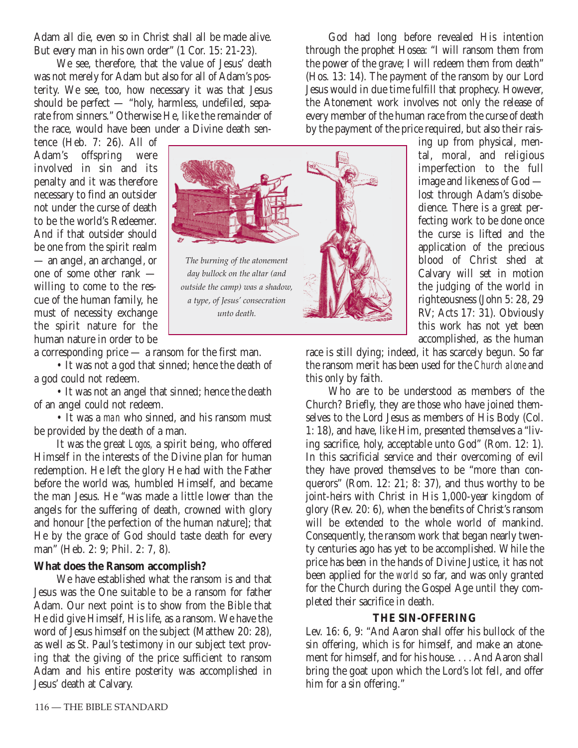Adam all die, even so in Christ shall all be made alive. But every man in his own order" (1 Cor. 15: 21-23).

We see, therefore, that the value of Jesus' death was not merely for Adam but also for all of Adam's posterity. We see, too, how necessary it was that Jesus should be perfect — "holy, harmless, undefiled, separate from sinners." Otherwise He, like the remainder of the race, would have been under a Divine death sentence (Heb. 7: 26). All of Adam's offspring were involved in sin and its penalty and it was therefore necessary to find an outsider not under the curse of death to be the world's Redeemer. And if that outsider should be one from the spirit realm — an angel, an archangel, or one of some other rank — willing to come to the rescue of the human family, he must of necessity exchange the spirit nature for the human nature in order to be a corresponding price — a ransom for the first man.

- It was not a god that sinned; hence the death of a god could not redeem.
- It was not an angel that sinned; hence the death of an angel could not redeem.
- It was a *man* who sinned, and his ransom must be provided by the death of a man.

It was the great *Logos,* a spirit being, who offered Himself in the interests of the Divine plan for human redemption. He left the glory He had with the Father before the world was, humbled Himself, and became the man Jesus. He "was made a little lower than the angels for the suffering of death, crowned with glory and honour [the perfection of the human nature]; that He by the grace of God should taste death for every man" (Heb. 2: 9; Phil. 2: 7, 8).

*The burning of the atonement day bullock on the altar (and outside the camp) was a shadow, a type, of Jesus' consecration unto death.*

**What does the Ransom accomplish?**

We have established what the ransom is and that Jesus was the One suitable to be a ransom for father Adam. Our next point is to show from the Bible that He did give Himself, His life, as a ransom. We have the word of Jesus himself on the subject (Matthew 20: 28), as well as St. Paul's testimony in our subject text proving that the giving of the price sufficient to ransom Adam and his entire posterity was accomplished in Jesus' death at Calvary.

God had long before revealed His intention through the prophet Hosea: "I will ransom them from the power of the grave; I will redeem them from death" (Hos. 13: 14). The payment of the ransom by our Lord Jesus would in due time fulfill that prophecy. However, the Atonement work involves not only the release of every member of the human race from the curse of death by the payment of the price required, but also their raising up from physical, mental, moral, and religious imperfection to the full image and likeness of God — lost through Adam's disobedience. There is a great perfecting work to be done once the curse is lifted and the application of the precious blood of Christ shed at Calvary will set in motion the judging of the world in righteousness (John 5: 28, 29 RV; Acts 17: 31). Obviously this work has not yet been accomplished, as the human race is still dying; indeed, it has scarcely begun. So far the ransom merit has been used for the *Church alone* and this only by faith.

Who are to be understood as members of the Church? Briefly, they are those who have joined themselves to the Lord Jesus as members of His Body (Col. 1: 18), and have, like Him, presented themselves a "living sacrifice, holy, acceptable unto God" (Rom. 12: 1). In this sacrificial service and their overcoming of evil they have proved themselves to be "more than conquerors" (Rom. 12: 21; 8: 37), and thus worthy to be joint-heirs with Christ in His 1,000-year kingdom of glory (Rev. 20: 6), when the benefits of Christ's ransom will be extended to the whole world of mankind. Consequently, the ransom work that began nearly twenty centuries ago has yet to be accomplished. While the price has been in the hands of Divine Justice, it has not been applied for the *world* so far, and was only granted for the Church during the Gospel Age until they completed their sacrifice in death.

**THE SIN-OFFERING**

Lev. 16: 6, 9: "And Aaron shall offer his bullock of the sin offering, which is for himself, and make an atonement for himself, and for his house. . . . And Aaron shall bring the goat upon which the Lord's lot fell, and offer him for a sin offering."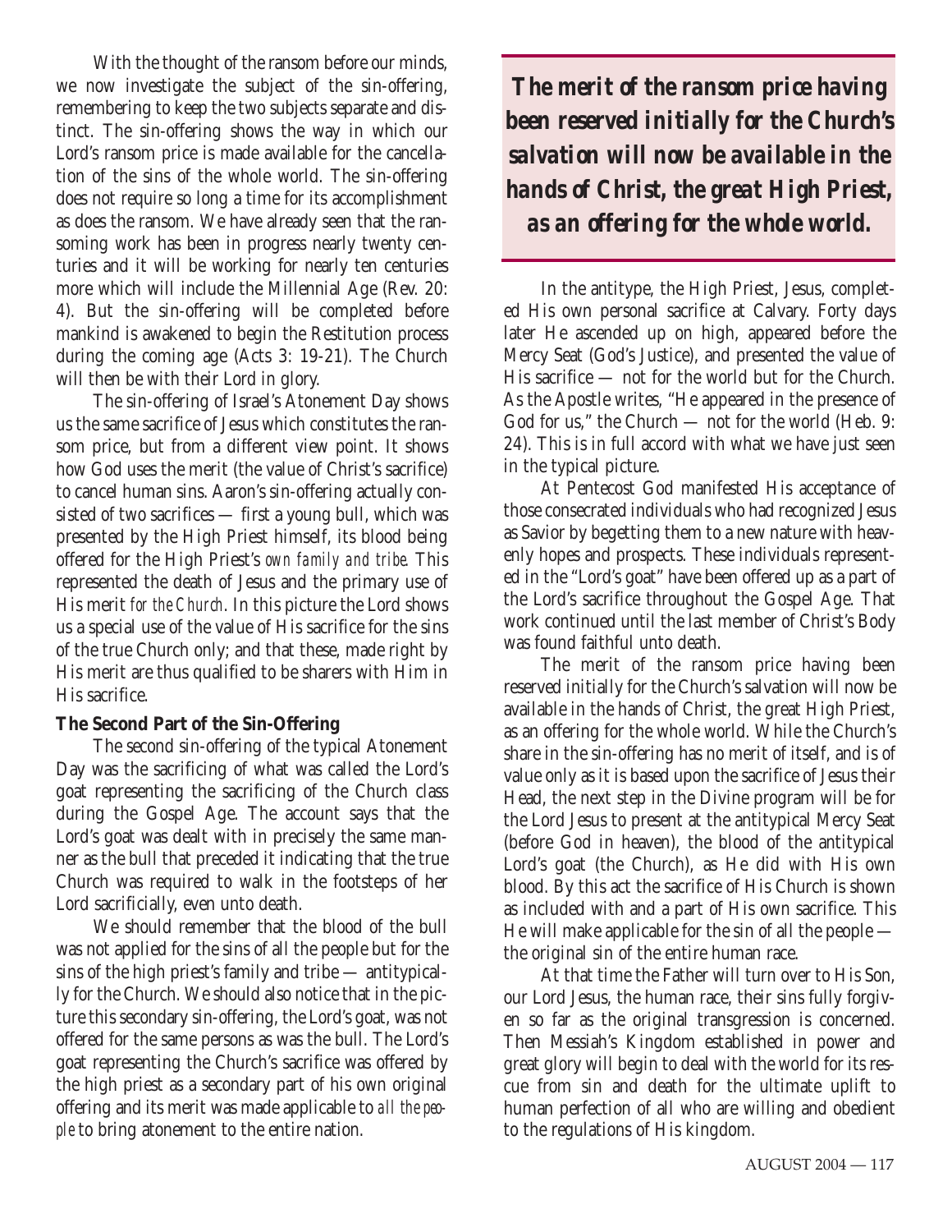With the thought of the ransom before our minds, we now investigate the subject of the sin-offering, remembering to keep the two subjects separate and distinct. The sin-offering shows the way in which our Lord's ransom price is made available for the cancellation of the sins of the whole world. The sin-offering does not require so long a time for its accomplishment as does the ransom. We have already seen that the ransoming work has been in progress nearly twenty centuries and it will be working for nearly ten centuries more which will include the Millennial Age (Rev. 20: 4). But the sin-offering will be completed before mankind is awakened to begin the Restitution process during the coming age (Acts 3: 19-21). The Church will then be with their Lord in glory.

The sin-offering of Israel's Atonement Day shows us the same sacrifice of Jesus which constitutes the ransom price, but from a different view point. It shows how God uses the merit (the value of Christ's sacrifice) to cancel human sins. Aaron's sin-offering actually consisted of two sacrifices — first a young bull, which was presented by the High Priest himself, its blood being offered for the High Priest's *own family and tribe*. This represented the death of Jesus and the primary use of His merit *for the Church*. In this picture the Lord shows us a special use of the value of His sacrifice for the sins of the true Church only; and that these, made right by His merit are thus qualified to be sharers with Him in His sacrifice.

**The Second Part of the Sin-Offering**

The second sin-offering of the typical Atonement Day was the sacrificing of what was called the Lord's goat representing the sacrificing of the Church class during the Gospel Age. The account says that the Lord's goat was dealt with in precisely the same manner as the bull that preceded it indicating that the true Church was required to walk in the footsteps of her Lord sacrificially, even unto death.

We should remember that the blood of the bull was not applied for the sins of all the people but for the sins of the high priest's family and tribe — antitypically for the Church. We should also notice that in the picture this secondary sin-offering, the Lord's goat, was not offered for the same persons as was the bull. The Lord's goat representing the Church's sacrifice was offered by the high priest as a secondary part of his own original offering and its merit was made applicable to *all the people* to bring atonement to the entire nation.

***The merit of the ransom price having been reserved initially for the Church's salvation will now be available in the hands of Christ, the great High Priest, as an offering for the whole world.***

In the antitype, the High Priest, Jesus, completed His own personal sacrifice at Calvary. Forty days later He ascended up on high, appeared before the Mercy Seat (God's Justice), and presented the value of His sacrifice — not for the world but for the Church. As the Apostle writes, "He appeared in the presence of God for us," the Church — not for the world (Heb. 9: 24). This is in full accord with what we have just seen in the typical picture.

At Pentecost God manifested His acceptance of those consecrated individuals who had recognized Jesus as Savior by begetting them to a new nature with heavenly hopes and prospects. These individuals represented in the "Lord's goat" have been offered up as a part of the Lord's sacrifice throughout the Gospel Age. That work continued until the last member of Christ's Body was found faithful unto death.

The merit of the ransom price having been reserved initially for the Church's salvation will now be available in the hands of Christ, the great High Priest, as an offering for the whole world. While the Church's share in the sin-offering has no merit of itself, and is of value only as it is based upon the sacrifice of Jesus their Head, the next step in the Divine program will be for the Lord Jesus to present at the antitypical Mercy Seat (before God in heaven), the blood of the antitypical Lord's goat (the Church), as He did with His own blood. By this act the sacrifice of His Church is shown as included with and a part of His own sacrifice. This He will make applicable for the sin of all the people — the original sin of the entire human race.

At that time the Father will turn over to His Son, our Lord Jesus, the human race, their sins fully forgiven so far as the original transgression is concerned. Then Messiah's Kingdom established in power and great glory will begin to deal with the world for its rescue from sin and death for the ultimate uplift to human perfection of all who are willing and obedient to the regulations of His kingdom.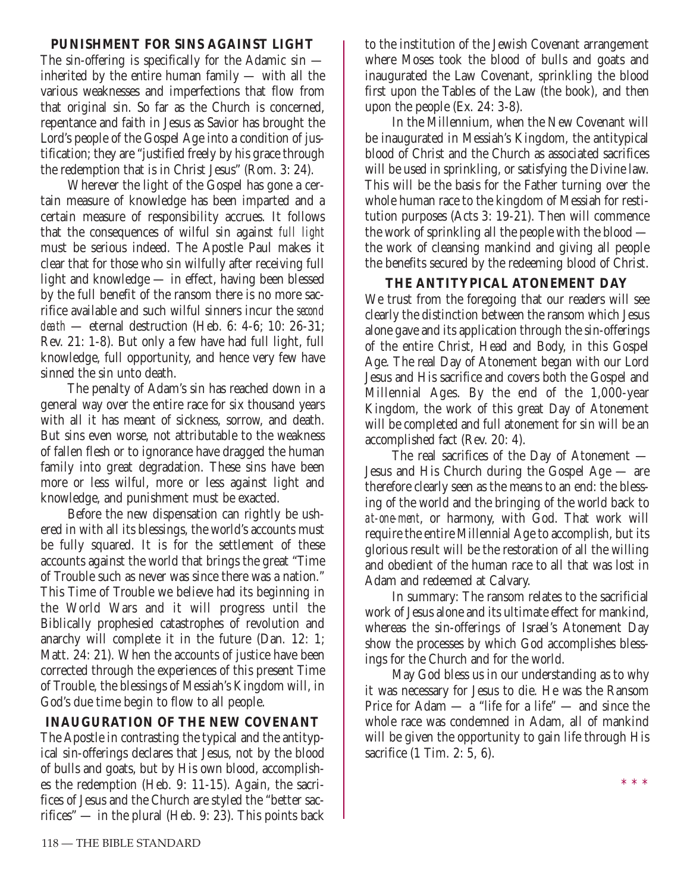### PUNISHMENT FOR SINS AGAINST LIGHT

The sin-offering is specifically for the Adamic sin — inherited by the entire human family — with all the various weaknesses and imperfections that flow from that original sin. So far as the Church is concerned, repentance and faith in Jesus as Savior has brought the Lord's people of the Gospel Age into a condition of justification; they are "justified freely by his grace through the redemption that is in Christ Jesus" (Rom. 3: 24).

Wherever the light of the Gospel has gone a certain measure of knowledge has been imparted and a certain measure of responsibility accrues. It follows that the consequences of wilful sin against *full light* must be serious indeed. The Apostle Paul makes it clear that for those who sin wilfully after receiving full light and knowledge — in effect, having been blessed by the full benefit of the ransom there is no more sacrifice available and such wilful sinners incur the *second death* — eternal destruction (Heb. 6: 4-6; 10: 26-31; Rev. 21: 1-8). But only a few have had full light, full knowledge, full opportunity, and hence very few have sinned the sin unto death.

The penalty of Adam's sin has reached down in a general way over the entire race for six thousand years with all it has meant of sickness, sorrow, and death. But sins even worse, not attributable to the weakness of fallen flesh or to ignorance have dragged the human family into great degradation. These sins have been more or less wilful, more or less against light and knowledge, and punishment must be exacted.

Before the new dispensation can rightly be ushered in with all its blessings, the world's accounts must be fully squared. It is for the settlement of these accounts against the world that brings the great "Time of Trouble such as never was since there was a nation." This Time of Trouble we believe had its beginning in the World Wars and it will progress until the Biblically prophesied catastrophes of revolution and anarchy will complete it in the future (Dan. 12: 1; Matt. 24: 21). When the accounts of justice have been corrected through the experiences of this present Time of Trouble, the blessings of Messiah's Kingdom will, in God's due time begin to flow to all people.

### INAUGURATION OF THE NEW COVENANT

The Apostle in contrasting the typical and the antitypical sin-offerings declares that Jesus, not by the blood of bulls and goats, but by His own blood, accomplishes the redemption (Heb. 9: 11-15). Again, the sacrifices of Jesus and the Church are styled the "better sacrifices" — in the plural (Heb. 9: 23). This points back to the institution of the Jewish Covenant arrangement where Moses took the blood of bulls and goats and inaugurated the Law Covenant, sprinkling the blood first upon the Tables of the Law (the book), and then upon the people (Ex. 24: 3-8).

In the Millennium, when the New Covenant will be inaugurated in Messiah's Kingdom, the antitypical blood of Christ and the Church as associated sacrifices will be used in sprinkling, or satisfying the Divine law. This will be the basis for the Father turning over the whole human race to the kingdom of Messiah for restitution purposes (Acts 3: 19-21). Then will commence the work of sprinkling all the people with the blood — the work of cleansing mankind and giving all people the benefits secured by the redeeming blood of Christ.

### THE ANTITYPICAL ATONEMENT DAY

We trust from the foregoing that our readers will see clearly the distinction between the ransom which Jesus alone gave and its application through the sin-offerings of the entire Christ, Head and Body, in this Gospel Age. The real Day of Atonement began with our Lord Jesus and His sacrifice and covers both the Gospel and Millennial Ages. By the end of the 1,000-year Kingdom, the work of this great Day of Atonement will be completed and full atonement for sin will be an accomplished fact (Rev. 20: 4).

The real sacrifices of the Day of Atonement — Jesus and His Church during the Gospel Age — are therefore clearly seen as the means to an end: the blessing of the world and the bringing of the world back to *at-one-ment*, or harmony, with God. That work will require the entire Millennial Age to accomplish, but its glorious result will be the restoration of all the willing and obedient of the human race to all that was lost in Adam and redeemed at Calvary.

In summary: The ransom relates to the sacrificial work of Jesus alone and its ultimate effect for mankind, whereas the sin-offerings of Israel's Atonement Day show the processes by which God accomplishes blessings for the Church and for the world.

May God bless us in our understanding as to why it was necessary for Jesus to die. He was the Ransom Price for Adam — a "life for a life" — and since the whole race was condemned in Adam, all of mankind will be given the opportunity to gain life through His sacrifice (1 Tim. 2: 5, 6).

* * *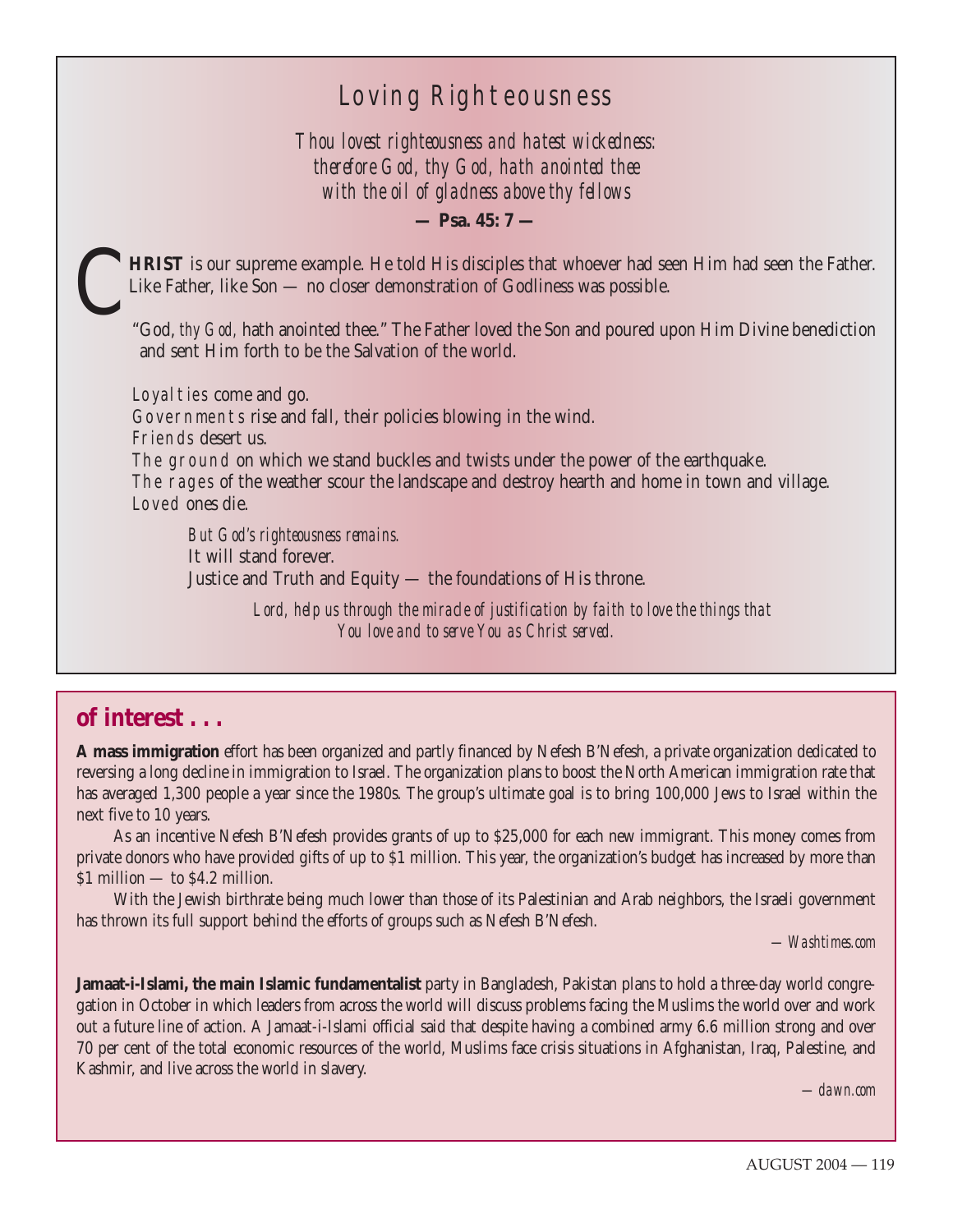# Loving Righteousness

*Thou lovest righteousness and hatest wickedness:*
*therefore God, thy God, hath anointed thee*
*with the oil of gladness above thy fellows*

**— Psa. 45: 7 —**

**CHRIST** is our supreme example. He told His disciples that whoever had seen Him had seen the Father. Like Father, like Son — no closer demonstration of Godliness was possible.

"God, *thy God,* hath anointed thee." The Father loved the Son and poured upon Him Divine benediction and sent Him forth to be the Salvation of the world.

*Loyalties* come and go.
*Governments* rise and fall, their policies blowing in the wind.
*Friends* desert us.
*The ground* on which we stand buckles and twists under the power of the earthquake.
*The rages* of the weather scour the landscape and destroy hearth and home in town and village.
*Loved* ones die.

*But God's righteousness remains.*
It will stand forever.
Justice and Truth and Equity — the foundations of His throne.

*Lord, help us through the miracle of justification by faith to love the things that You love and to serve You as Christ served.*

## of interest . . .

**A mass immigration** effort has been organized and partly financed by Nefesh B'Nefesh, a private organization dedicated to reversing a long decline in immigration to Israel. The organization plans to boost the North American immigration rate that has averaged 1,300 people a year since the 1980s. The group's ultimate goal is to bring 100,000 Jews to Israel within the next five to 10 years.

As an incentive Nefesh B'Nefesh provides grants of up to $25,000 for each new immigrant. This money comes from private donors who have provided gifts of up to $1 million. This year, the organization's budget has increased by more than $1 million — to $4.2 million.

With the Jewish birthrate being much lower than those of its Palestinian and Arab neighbors, the Israeli government has thrown its full support behind the efforts of groups such as Nefesh B'Nefesh.

*—Washtimes.com*

**Jamaat-i-Islami, the main Islamic fundamentalist** party in Bangladesh, Pakistan plans to hold a three-day world congregation in October in which leaders from across the world will discuss problems facing the Muslims the world over and work out a future line of action. A Jamaat-i-Islami official said that despite having a combined army 6.6 million strong and over 70 per cent of the total economic resources of the world, Muslims face crisis situations in Afghanistan, Iraq, Palestine, and Kashmir, and live across the world in slavery.

*—dawn.com*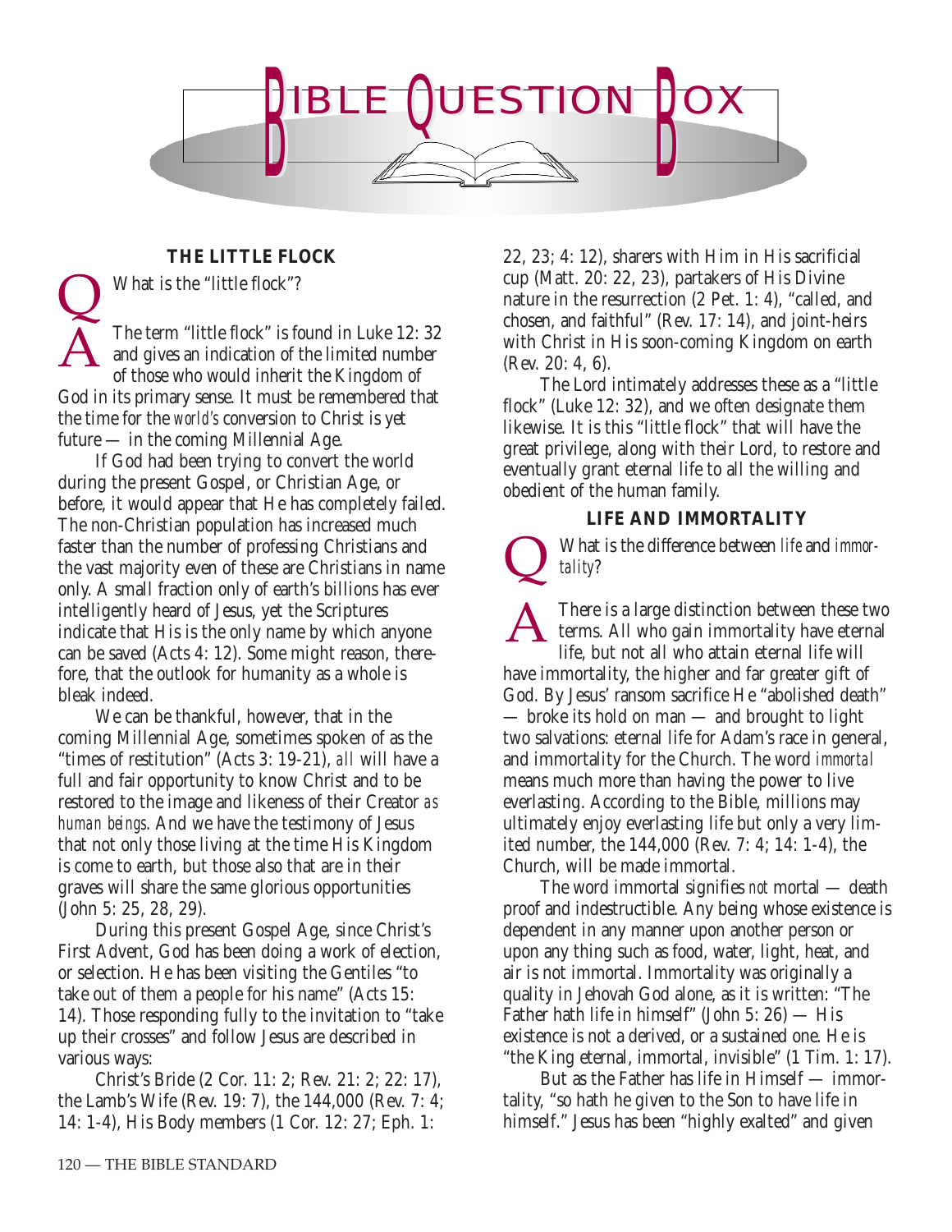# BIBLE QUESTION BOX

### THE LITTLE FLOCK

**Q** What is the "little flock"?

**A** The term "little flock" is found in Luke 12: 32 and gives an indication of the limited number of those who would inherit the Kingdom of God in its primary sense. It must be remembered that the time for the *world's* conversion to Christ is yet future — in the coming Millennial Age.

If God had been trying to convert the world during the present Gospel, or Christian Age, or before, it would appear that He has completely failed. The non-Christian population has increased much faster than the number of professing Christians and the vast majority even of these are Christians in name only. A small fraction only of earth's billions has ever intelligently heard of Jesus, yet the Scriptures indicate that His is the only name by which anyone can be saved (Acts 4: 12). Some might reason, therefore, that the outlook for humanity as a whole is bleak indeed.

We can be thankful, however, that in the coming Millennial Age, sometimes spoken of as the "times of restitution" (Acts 3: 19-21), *all* will have a full and fair opportunity to know Christ and to be restored to the image and likeness of their Creator *as human beings*. And we have the testimony of Jesus that not only those living at the time His Kingdom is come to earth, but those also that are in their graves will share the same glorious opportunities (John 5: 25, 28, 29).

During this present Gospel Age, since Christ's First Advent, God has been doing a work of election, or selection. He has been visiting the Gentiles "to take out of them a people for his name" (Acts 15: 14). Those responding fully to the invitation to "take up their crosses" and follow Jesus are described in various ways:

Christ's Bride (2 Cor. 11: 2; Rev. 21: 2; 22: 17), the Lamb's Wife (Rev. 19: 7), the 144,000 (Rev. 7: 4; 14: 1-4), His Body members (1 Cor. 12: 27; Eph. 1: 22, 23; 4: 12), sharers with Him in His sacrificial cup (Matt. 20: 22, 23), partakers of His Divine nature in the resurrection (2 Pet. 1: 4), "called, and chosen, and faithful" (Rev. 17: 14), and joint-heirs with Christ in His soon-coming Kingdom on earth (Rev. 20: 4, 6).

The Lord intimately addresses these as a "little flock" (Luke 12: 32), and we often designate them likewise. It is this "little flock" that will have the great privilege, along with their Lord, to restore and eventually grant eternal life to all the willing and obedient of the human family.

### LIFE AND IMMORTALITY

**Q** What is the difference between *life* and *immortality*?

**A** There is a large distinction between these two terms. All who gain immortality have eternal life, but not all who attain eternal life will have immortality, the higher and far greater gift of God. By Jesus' ransom sacrifice He "abolished death" — broke its hold on man — and brought to light two salvations: eternal life for Adam's race in general, and immortality for the Church. The word *immortal* means much more than having the power to live everlasting. According to the Bible, millions may ultimately enjoy everlasting life but only a very limited number, the 144,000 (Rev. 7: 4; 14: 1-4), the Church, will be made immortal.

The word immortal signifies *not* mortal — death proof and indestructible. Any being whose existence is dependent in any manner upon another person or upon any thing such as food, water, light, heat, and air is not immortal. Immortality was originally a quality in Jehovah God alone, as it is written: "The Father hath life in himself" (John 5: 26) — His existence is not a derived, or a sustained one. He is "the King eternal, immortal, invisible" (1 Tim. 1: 17).

But as the Father has life in Himself — immortality, "so hath he given to the Son to have life in himself." Jesus has been "highly exalted" and given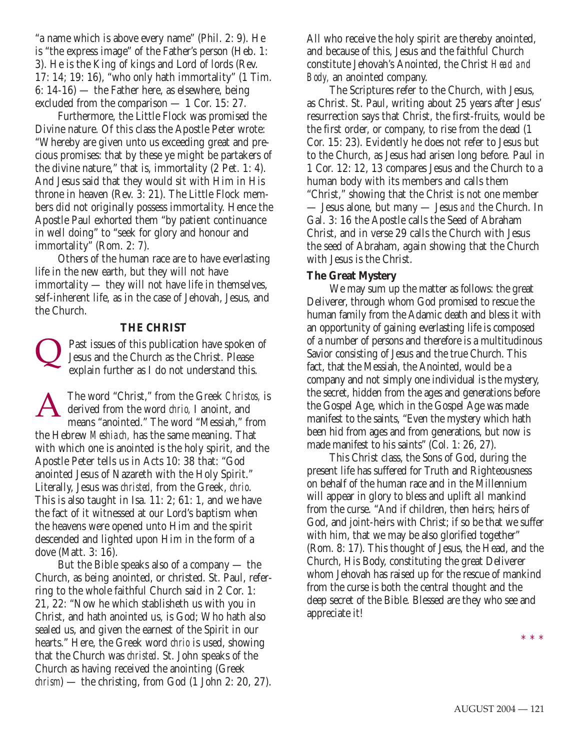"a name which is above every name" (Phil. 2: 9). He is "the express image" of the Father's person (Heb. 1: 3). He is the King of kings and Lord of lords (Rev. 17: 14; 19: 16), "who only hath immortality" (1 Tim. 6: 14-16) — the Father here, as elsewhere, being excluded from the comparison — 1 Cor. 15: 27.

Furthermore, the Little Flock was promised the Divine nature. Of this class the Apostle Peter wrote: "Whereby are given unto us exceeding great and precious promises: that by these ye might be partakers of the divine nature," that is, immortality (2 Pet. 1: 4). And Jesus said that they would sit with Him in His throne in heaven (Rev. 3: 21). The Little Flock members did not originally possess immortality. Hence the Apostle Paul exhorted them "by patient continuance in well doing" to "seek for glory and honour and immortality" (Rom. 2: 7).

Others of the human race are to have everlasting life in the new earth, but they will not have immortality — they will not have life in themselves, self-inherent life, as in the case of Jehovah, Jesus, and the Church.

## THE CHRIST

Q Past issues of this publication have spoken of Jesus and the Church as the Christ. Please explain further as I do not understand this.

A The word "Christ," from the Greek *Christos,* is derived from the word *chrio,* I anoint, and means "anointed." The word "Messiah," from the Hebrew *Meshiach,* has the same meaning. That with which one is anointed is the holy spirit, and the Apostle Peter tells us in Acts 10: 38 that: "God anointed Jesus of Nazareth with the Holy Spirit." Literally, Jesus was *christed,* from the Greek, *chrio*. This is also taught in Isa. 11: 2; 61: 1, and we have the fact of it witnessed at our Lord's baptism when the heavens were opened unto Him and the spirit descended and lighted upon Him in the form of a dove (Matt. 3: 16).

But the Bible speaks also of a company — the Church, as being anointed, or christed. St. Paul, referring to the whole faithful Church said in 2 Cor. 1: 21, 22: "Now he which stablisheth us with you in Christ, and hath anointed us, is God; Who hath also sealed us, and given the earnest of the Spirit in our hearts." Here, the Greek word *chrio* is used, showing that the Church was *christed*. St. John speaks of the Church as having received the anointing (Greek *chrism*) — the christing, from God (1 John 2: 20, 27). All who receive the holy spirit are thereby anointed, and because of this, Jesus and the faithful Church constitute Jehovah's Anointed, the Christ *Head and Body,* an anointed company.

The Scriptures refer to the Church, with Jesus, as Christ. St. Paul, writing about 25 years after Jesus' resurrection says that Christ, the first-fruits, would be the first order, or company, to rise from the dead (1 Cor. 15: 23). Evidently he does not refer to Jesus but to the Church, as Jesus had arisen long before. Paul in 1 Cor. 12: 12, 13 compares Jesus and the Church to a human body with its members and calls them "Christ," showing that the Christ is not one member — Jesus alone, but many — Jesus *and* the Church. In Gal. 3: 16 the Apostle calls the Seed of Abraham Christ, and in verse 29 calls the Church with Jesus the seed of Abraham, again showing that the Church with Jesus is the Christ.

**The Great Mystery**

We may sum up the matter as follows: the great Deliverer, through whom God promised to rescue the human family from the Adamic death and bless it with an opportunity of gaining everlasting life is composed of a number of persons and therefore is a multitudinous Savior consisting of Jesus and the true Church. This fact, that the Messiah, the Anointed, would be a company and not simply one individual is the mystery, the secret, hidden from the ages and generations before the Gospel Age, which in the Gospel Age was made manifest to the saints, "Even the mystery which hath been hid from ages and from generations, but now is made manifest to his saints" (Col. 1: 26, 27).

This Christ class, the Sons of God, during the present life has suffered for Truth and Righteousness on behalf of the human race and in the Millennium will appear in glory to bless and uplift all mankind from the curse. "And if children, then heirs; heirs of God, and joint-heirs with Christ; if so be that we suffer with him, that we may be also glorified together" (Rom. 8: 17). This thought of Jesus, the Head, and the Church, His Body, constituting the great Deliverer whom Jehovah has raised up for the rescue of mankind from the curse is both the central thought and the deep secret of the Bible. Blessed are they who see and appreciate it!

\* \* \*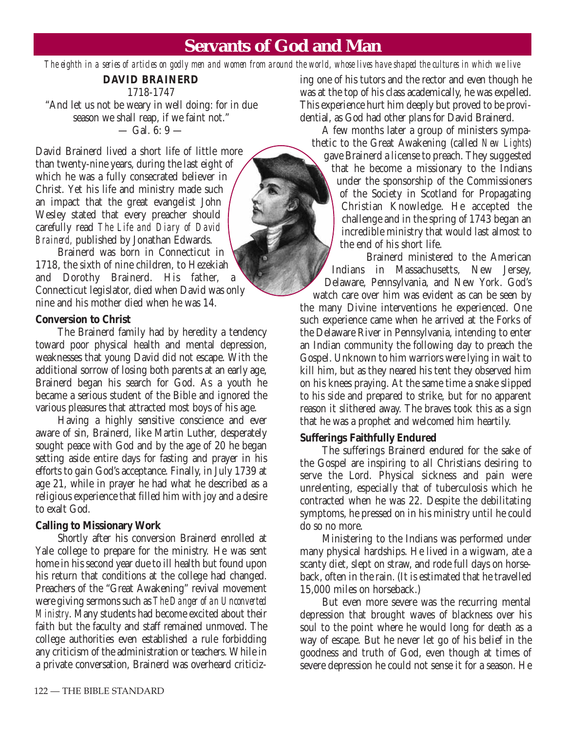# Servants of God and Man

*The eighth in a series of articles on godly men and women from around the world, whose lives have shaped the cultures in which we live*

**DAVID BRAINERD**

1718-1747

"And let us not be weary in well doing: for in due season we shall reap, if we faint not."

— Gal. 6: 9 —

David Brainerd lived a short life of little more than twenty-nine years, during the last eight of which he was a fully consecrated believer in Christ. Yet his life and ministry made such an impact that the great evangelist John Wesley stated that every preacher should carefully read *The Life and Diary of David Brainerd,* published by Jonathan Edwards.

Brainerd was born in Connecticut in 1718, the sixth of nine children, to Hezekiah and Dorothy Brainerd. His father, a Connecticut legislator, died when David was only nine and his mother died when he was 14.

**Conversion to Christ**

The Brainerd family had by heredity a tendency toward poor physical health and mental depression, weaknesses that young David did not escape. With the additional sorrow of losing both parents at an early age, Brainerd began his search for God. As a youth he became a serious student of the Bible and ignored the various pleasures that attracted most boys of his age.

Having a highly sensitive conscience and ever aware of sin, Brainerd, like Martin Luther, desperately sought peace with God and by the age of 20 he began setting aside entire days for fasting and prayer in his efforts to gain God's acceptance. Finally, in July 1739 at age 21, while in prayer he had what he described as a religious experience that filled him with joy and a desire to exalt God.

**Calling to Missionary Work**

Shortly after his conversion Brainerd enrolled at Yale college to prepare for the ministry. He was sent home in his second year due to ill health but found upon his return that conditions at the college had changed. Preachers of the "Great Awakening" revival movement were giving sermons such as *The Danger of an Unconverted Ministry*. Many students had become excited about their faith but the faculty and staff remained unmoved. The college authorities even established a rule forbidding any criticism of the administration or teachers. While in a private conversation, Brainerd was overheard criticizing one of his tutors and the rector and even though he was at the top of his class academically, he was expelled. This experience hurt him deeply but proved to be providential, as God had other plans for David Brainerd.

A few months later a group of ministers sympathetic to the Great Awakening (called *New Lights*) gave Brainerd a license to preach. They suggested that he become a missionary to the Indians under the sponsorship of the Commissioners of the Society in Scotland for Propagating Christian Knowledge. He accepted the challenge and in the spring of 1743 began an incredible ministry that would last almost to the end of his short life.

Brainerd ministered to the American Indians in Massachusetts, New Jersey, Delaware, Pennsylvania, and New York. God's watch care over him was evident as can be seen by the many Divine interventions he experienced. One such experience came when he arrived at the Forks of the Delaware River in Pennsylvania, intending to enter an Indian community the following day to preach the Gospel. Unknown to him warriors were lying in wait to kill him, but as they neared his tent they observed him on his knees praying. At the same time a snake slipped to his side and prepared to strike, but for no apparent reason it slithered away. The braves took this as a sign that he was a prophet and welcomed him heartily.

**Sufferings Faithfully Endured**

The sufferings Brainerd endured for the sake of the Gospel are inspiring to all Christians desiring to serve the Lord. Physical sickness and pain were unrelenting, especially that of tuberculosis which he contracted when he was 22. Despite the debilitating symptoms, he pressed on in his ministry until he could do so no more.

Ministering to the Indians was performed under many physical hardships. He lived in a wigwam, ate a scanty diet, slept on straw, and rode full days on horseback, often in the rain. (It is estimated that he travelled 15,000 miles on horseback.)

But even more severe was the recurring mental depression that brought waves of blackness over his soul to the point where he would long for death as a way of escape. But he never let go of his belief in the goodness and truth of God, even though at times of severe depression he could not sense it for a season. He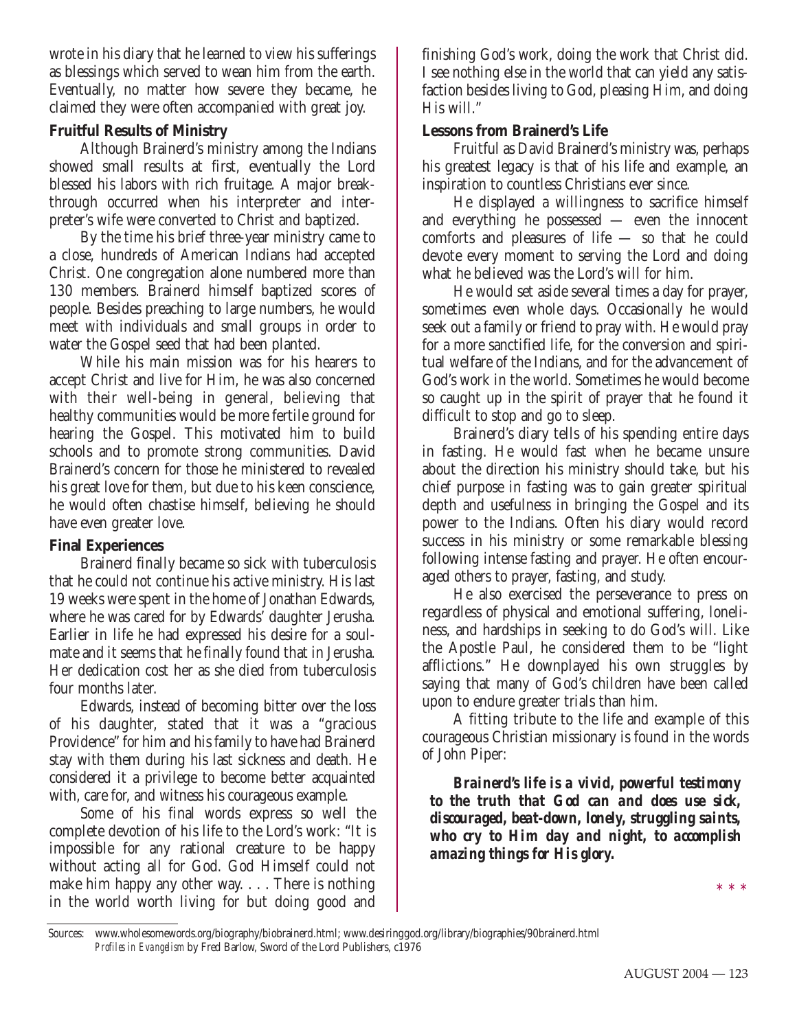wrote in his diary that he learned to view his sufferings as blessings which served to wean him from the earth. Eventually, no matter how severe they became, he claimed they were often accompanied with great joy.

### Fruitful Results of Ministry

Although Brainerd's ministry among the Indians showed small results at first, eventually the Lord blessed his labors with rich fruitage. A major breakthrough occurred when his interpreter and interpreter's wife were converted to Christ and baptized.

By the time his brief three-year ministry came to a close, hundreds of American Indians had accepted Christ. One congregation alone numbered more than 130 members. Brainerd himself baptized scores of people. Besides preaching to large numbers, he would meet with individuals and small groups in order to water the Gospel seed that had been planted.

While his main mission was for his hearers to accept Christ and live for Him, he was also concerned with their well-being in general, believing that healthy communities would be more fertile ground for hearing the Gospel. This motivated him to build schools and to promote strong communities. David Brainerd's concern for those he ministered to revealed his great love for them, but due to his keen conscience, he would often chastise himself, believing he should have even greater love.

### Final Experiences

Brainerd finally became so sick with tuberculosis that he could not continue his active ministry. His last 19 weeks were spent in the home of Jonathan Edwards, where he was cared for by Edwards' daughter Jerusha. Earlier in life he had expressed his desire for a soulmate and it seems that he finally found that in Jerusha. Her dedication cost her as she died from tuberculosis four months later.

Edwards, instead of becoming bitter over the loss of his daughter, stated that it was a "gracious Providence" for him and his family to have had Brainerd stay with them during his last sickness and death. He considered it a privilege to become better acquainted with, care for, and witness his courageous example.

Some of his final words express so well the complete devotion of his life to the Lord's work: "It is impossible for any rational creature to be happy without acting all for God. God Himself could not make him happy any other way. . . . There is nothing in the world worth living for but doing good and finishing God's work, doing the work that Christ did. I see nothing else in the world that can yield any satisfaction besides living to God, pleasing Him, and doing His will."

### Lessons from Brainerd's Life

Fruitful as David Brainerd's ministry was, perhaps his greatest legacy is that of his life and example, an inspiration to countless Christians ever since.

He displayed a willingness to sacrifice himself and everything he possessed — even the innocent comforts and pleasures of life — so that he could devote every moment to serving the Lord and doing what he believed was the Lord's will for him.

He would set aside several times a day for prayer, sometimes even whole days. Occasionally he would seek out a family or friend to pray with. He would pray for a more sanctified life, for the conversion and spiritual welfare of the Indians, and for the advancement of God's work in the world. Sometimes he would become so caught up in the spirit of prayer that he found it difficult to stop and go to sleep.

Brainerd's diary tells of his spending entire days in fasting. He would fast when he became unsure about the direction his ministry should take, but his chief purpose in fasting was to gain greater spiritual depth and usefulness in bringing the Gospel and its power to the Indians. Often his diary would record success in his ministry or some remarkable blessing following intense fasting and prayer. He often encouraged others to prayer, fasting, and study.

He also exercised the perseverance to press on regardless of physical and emotional suffering, loneliness, and hardships in seeking to do God's will. Like the Apostle Paul, he considered them to be "light afflictions." He downplayed his own struggles by saying that many of God's children have been called upon to endure greater trials than him.

A fitting tribute to the life and example of this courageous Christian missionary is found in the words of John Piper:

> ***Brainerd's life is a vivid, powerful testimony to the truth that God can and does use sick, discouraged, beat-down, lonely, struggling saints, who cry to Him day and night, to accomplish amazing things for His glory.***

\* \* \*

Sources: www.wholesomewords.org/biography/biobrainerd.html; www.desiringgod.org/library/biographies/90brainerd.html
*Profiles in Evangelism* by Fred Barlow, Sword of the Lord Publishers, c1976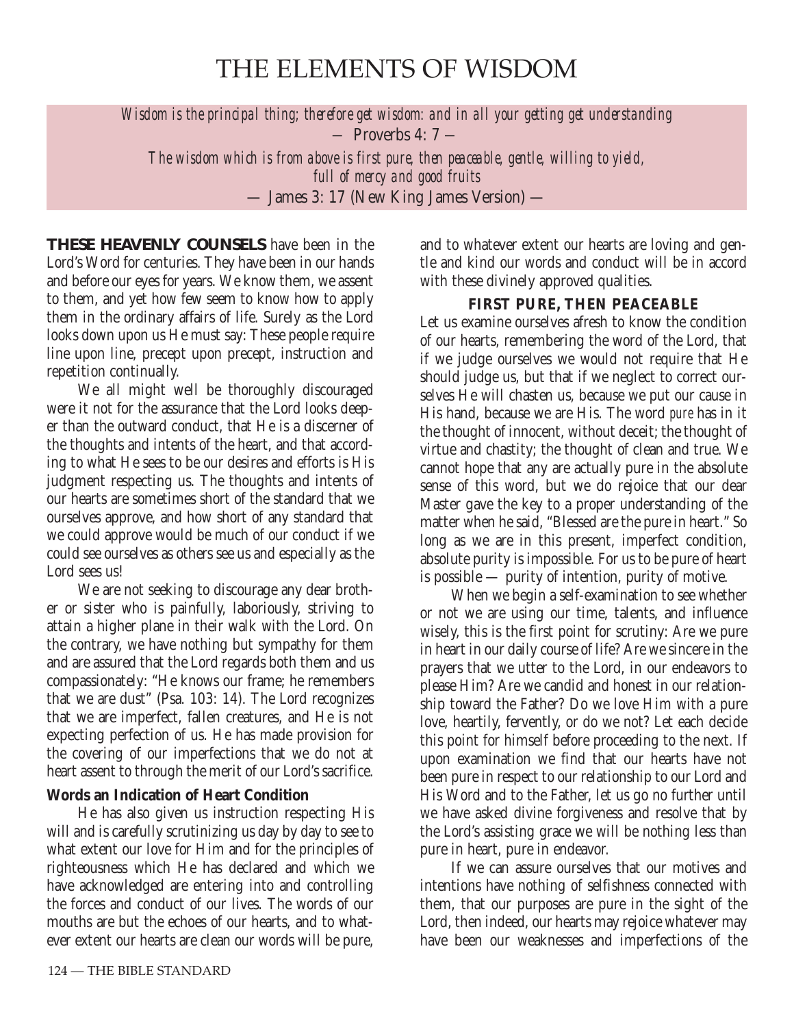# THE ELEMENTS OF WISDOM

*Wisdom is the principal thing; therefore get wisdom: and in all your getting get understanding*
— Proverbs 4: 7 —
*The wisdom which is from above is first pure, then peaceable, gentle, willing to yield, full of mercy and good fruits*
— James 3: 17 (New King James Version) —

**THESE HEAVENLY COUNSELS** have been in the Lord's Word for centuries. They have been in our hands and before our eyes for years. We know them, we assent to them, and yet how few seem to know how to apply them in the ordinary affairs of life. Surely as the Lord looks down upon us He must say: These people require line upon line, precept upon precept, instruction and repetition continually.

We all might well be thoroughly discouraged were it not for the assurance that the Lord looks deeper than the outward conduct, that He is a discerner of the thoughts and intents of the heart, and that according to what He sees to be our desires and efforts is His judgment respecting us. The thoughts and intents of our hearts are sometimes short of the standard that we ourselves approve, and how short of any standard that we could approve would be much of our conduct if we could see ourselves as others see us and especially as the Lord sees us!

We are not seeking to discourage any dear brother or sister who is painfully, laboriously, striving to attain a higher plane in their walk with the Lord. On the contrary, we have nothing but sympathy for them and are assured that the Lord regards both them and us compassionately: "He knows our frame; he remembers that we are dust" (Psa. 103: 14). The Lord recognizes that we are imperfect, fallen creatures, and He is not expecting perfection of us. He has made provision for the covering of our imperfections that we do not at heart assent to through the merit of our Lord's sacrifice.

**Words an Indication of Heart Condition**

He has also given us instruction respecting His will and is carefully scrutinizing us day by day to see to what extent our love for Him and for the principles of righteousness which He has declared and which we have acknowledged are entering into and controlling the forces and conduct of our lives. The words of our mouths are but the echoes of our hearts, and to whatever extent our hearts are clean our words will be pure, and to whatever extent our hearts are loving and gentle and kind our words and conduct will be in accord with these divinely approved qualities.

## FIRST PURE, THEN PEACEABLE

Let us examine ourselves afresh to know the condition of our hearts, remembering the word of the Lord, that if we judge ourselves we would not require that He should judge us, but that if we neglect to correct ourselves He will chasten us, because we put our cause in His hand, because we are His. The word *pure* has in it the thought of innocent, without deceit; the thought of virtue and chastity; the thought of clean and true. We cannot hope that any are actually pure in the absolute sense of this word, but we do rejoice that our dear Master gave the key to a proper understanding of the matter when he said, "Blessed are the pure in heart." So long as we are in this present, imperfect condition, absolute purity is impossible. For us to be pure of heart is possible — purity of intention, purity of motive.

When we begin a self-examination to see whether or not we are using our time, talents, and influence wisely, this is the first point for scrutiny: Are we pure in heart in our daily course of life? Are we sincere in the prayers that we utter to the Lord, in our endeavors to please Him? Are we candid and honest in our relationship toward the Father? Do we love Him with a pure love, heartily, fervently, or do we not? Let each decide this point for himself before proceeding to the next. If upon examination we find that our hearts have not been pure in respect to our relationship to our Lord and His Word and to the Father, let us go no further until we have asked divine forgiveness and resolve that by the Lord's assisting grace we will be nothing less than pure in heart, pure in endeavor.

If we can assure ourselves that our motives and intentions have nothing of selfishness connected with them, that our purposes are pure in the sight of the Lord, then indeed, our hearts may rejoice whatever may have been our weaknesses and imperfections of the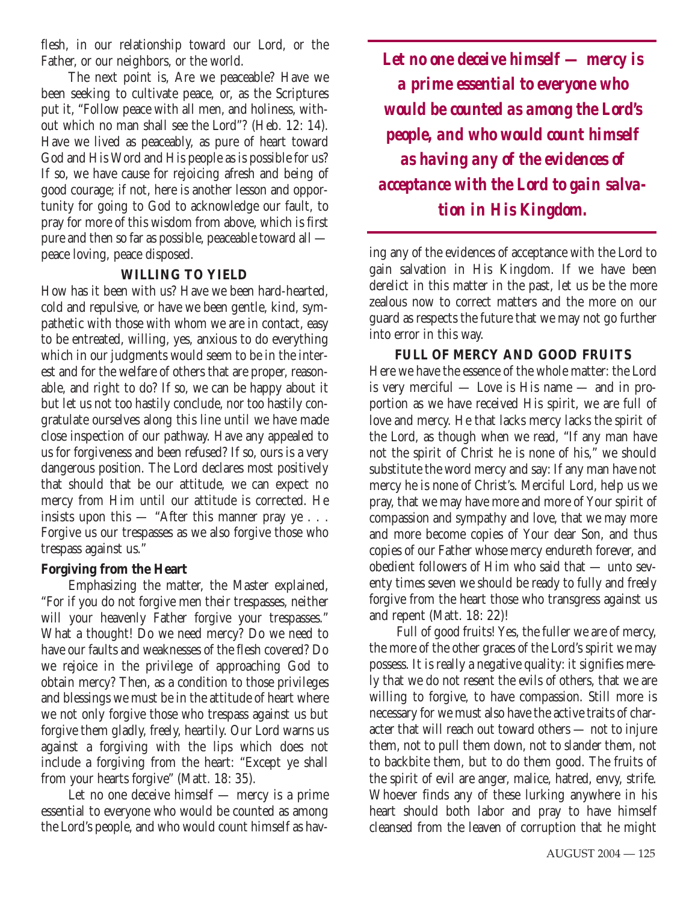flesh, in our relationship toward our Lord, or the Father, or our neighbors, or the world.

The next point is, Are we peaceable? Have we been seeking to cultivate peace, or, as the Scriptures put it, "Follow peace with all men, and holiness, without which no man shall see the Lord"? (Heb. 12: 14). Have we lived as peaceably, as pure of heart toward God and His Word and His people as is possible for us? If so, we have cause for rejoicing afresh and being of good courage; if not, here is another lesson and opportunity for going to God to acknowledge our fault, to pray for more of this wisdom from above, which is first pure and then so far as possible, peaceable toward all — peace loving, peace disposed.

### WILLING TO YIELD

How has it been with us? Have we been hard-hearted, cold and repulsive, or have we been gentle, kind, sympathetic with those with whom we are in contact, easy to be entreated, willing, yes, anxious to do everything which in our judgments would seem to be in the interest and for the welfare of others that are proper, reasonable, and right to do? If so, we can be happy about it but let us not too hastily conclude, nor too hastily congratulate ourselves along this line until we have made close inspection of our pathway. Have any appealed to us for forgiveness and been refused? If so, ours is a very dangerous position. The Lord declares most positively that should that be our attitude, we can expect no mercy from Him until our attitude is corrected. He insists upon this — "After this manner pray ye . . . Forgive us our trespasses as we also forgive those who trespass against us."

#### Forgiving from the Heart

Emphasizing the matter, the Master explained, "For if you do not forgive men their trespasses, neither will your heavenly Father forgive your trespasses." What a thought! Do we need mercy? Do we need to have our faults and weaknesses of the flesh covered? Do we rejoice in the privilege of approaching God to obtain mercy? Then, as a condition to those privileges and blessings we must be in the attitude of heart where we not only forgive those who trespass against us but forgive them gladly, freely, heartily. Our Lord warns us against a forgiving with the lips which does not include a forgiving from the heart: "Except ye shall from your hearts forgive" (Matt. 18: 35).

Let no one deceive himself — mercy is a prime essential to everyone who would be counted as among the Lord's people, and who would count himself as having any of the evidences of acceptance with the Lord to gain salvation in His Kingdom. If we have been derelict in this matter in the past, let us be the more zealous now to correct matters and the more on our guard as respects the future that we may not go further into error in this way.

> ***Let no one deceive himself — mercy is a prime essential to everyone who would be counted as among the Lord's people, and who would count himself as having any of the evidences of acceptance with the Lord to gain salvation in His Kingdom.***

### FULL OF MERCY AND GOOD FRUITS

Here we have the essence of the whole matter: the Lord is very merciful — Love is His name — and in proportion as we have received His spirit, we are full of love and mercy. He that lacks mercy lacks the spirit of the Lord, as though when we read, "If any man have not the spirit of Christ he is none of his," we should substitute the word mercy and say: If any man have not mercy he is none of Christ's. Merciful Lord, help us we pray, that we may have more and more of Your spirit of compassion and sympathy and love, that we may more and more become copies of Your dear Son, and thus copies of our Father whose mercy endureth forever, and obedient followers of Him who said that — unto seventy times seven we should be ready to fully and freely forgive from the heart those who transgress against us and repent (Matt. 18: 22)!

Full of good fruits! Yes, the fuller we are of mercy, the more of the other graces of the Lord's spirit we may possess. It is really a negative quality: it signifies merely that we do not resent the evils of others, that we are willing to forgive, to have compassion. Still more is necessary for we must also have the active traits of character that will reach out toward others — not to injure them, not to pull them down, not to slander them, not to backbite them, but to do them good. The fruits of the spirit of evil are anger, malice, hatred, envy, strife. Whoever finds any of these lurking anywhere in his heart should both labor and pray to have himself cleansed from the leaven of corruption that he might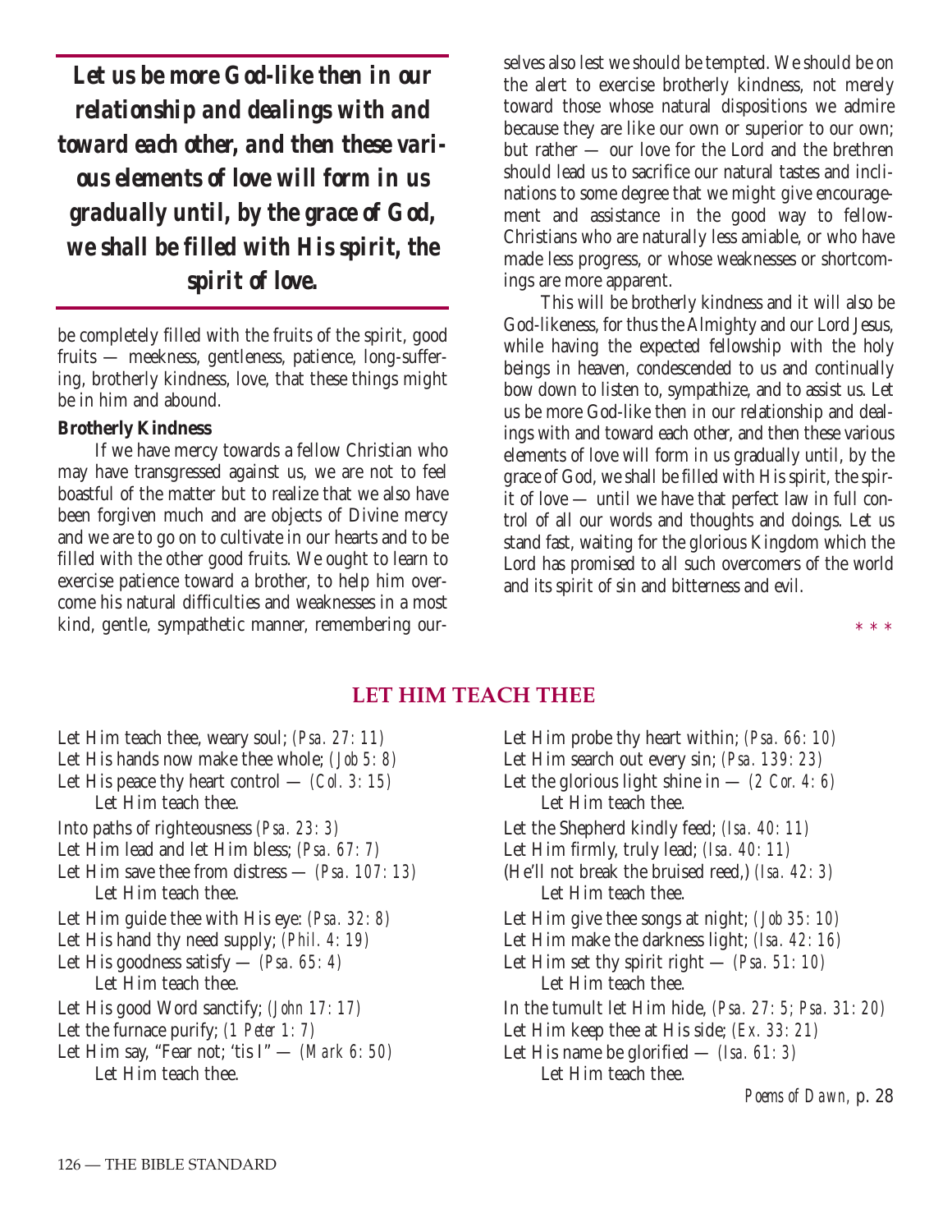> ***Let us be more God-like then in our relationship and dealings with and toward each other, and then these various elements of love will form in us gradually until, by the grace of God, we shall be filled with His spirit, the spirit of love.***

be completely filled with the fruits of the spirit, good fruits — meekness, gentleness, patience, long-suffering, brotherly kindness, love, that these things might be in him and abound.

**Brotherly Kindness**

If we have mercy towards a fellow Christian who may have transgressed against us, we are not to feel boastful of the matter but to realize that we also have been forgiven much and are objects of Divine mercy and we are to go on to cultivate in our hearts and to be filled with the other good fruits. We ought to learn to exercise patience toward a brother, to help him overcome his natural difficulties and weaknesses in a most kind, gentle, sympathetic manner, remembering ourselves also lest we should be tempted. We should be on the alert to exercise brotherly kindness, not merely toward those whose natural dispositions we admire because they are like our own or superior to our own; but rather — our love for the Lord and the brethren should lead us to sacrifice our natural tastes and inclinations to some degree that we might give encouragement and assistance in the good way to fellow-Christians who are naturally less amiable, or who have made less progress, or whose weaknesses or shortcomings are more apparent.

This will be brotherly kindness and it will also be God-likeness, for thus the Almighty and our Lord Jesus, while having the expected fellowship with the holy beings in heaven, condescended to us and continually bow down to listen to, sympathize, and to assist us. Let us be more God-like then in our relationship and dealings with and toward each other, and then these various elements of love will form in us gradually until, by the grace of God, we shall be filled with His spirit, the spirit of love — until we have that perfect law in full control of all our words and thoughts and doings. Let us stand fast, waiting for the glorious Kingdom which the Lord has promised to all such overcomers of the world and its spirit of sin and bitterness and evil.

\* \* \*

## LET HIM TEACH THEE

Let Him teach thee, weary soul; *(Psa. 27: 11)*
Let His hands now make thee whole; *(Job 5: 8)*
Let His peace thy heart control — *(Col. 3: 15)*
Let Him teach thee.

Into paths of righteousness *(Psa. 23: 3)*
Let Him lead and let Him bless; *(Psa. 67: 7)*
Let Him save thee from distress — *(Psa. 107: 13)*
Let Him teach thee.

Let Him guide thee with His eye: *(Psa. 32: 8)*
Let His hand thy need supply; *(Phil. 4: 19)*
Let His goodness satisfy — *(Psa. 65: 4)*
Let Him teach thee.

Let His good Word sanctify; *(John 17: 17)*
Let the furnace purify; *(1 Peter 1: 7)*
Let Him say, "Fear not; 'tis I" — *(Mark 6: 50)*
Let Him teach thee.

Let Him probe thy heart within; *(Psa. 66: 10)*
Let Him search out every sin; *(Psa. 139: 23)*
Let the glorious light shine in — *(2 Cor. 4: 6)*
Let Him teach thee.

Let the Shepherd kindly feed; *(Isa. 40: 11)*
Let Him firmly, truly lead; *(Isa. 40: 11)*
(He'll not break the bruised reed,) *(Isa. 42: 3)*
Let Him teach thee.

Let Him give thee songs at night; *(Job 35: 10)*
Let Him make the darkness light; *(Isa. 42: 16)*
Let Him set thy spirit right — *(Psa. 51: 10)*
Let Him teach thee.

In the tumult let Him hide, *(Psa. 27: 5; Psa. 31: 20)*
Let Him keep thee at His side; *(Ex. 33: 21)*
Let His name be glorified — *(Isa. 61: 3)*
Let Him teach thee.

*Poems of Dawn,* p. 28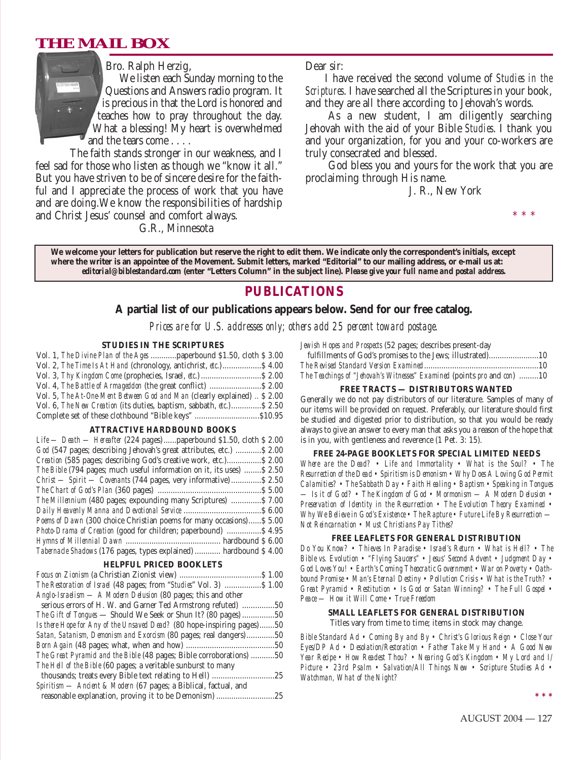## THE MAIL BOX

Bro. Ralph Herzig,

We listen each Sunday morning to the Questions and Answers radio program. It is precious in that the Lord is honored and teaches how to pray throughout the day. What a blessing! My heart is overwhelmed and the tears come . . . .

The faith stands stronger in our weakness, and I feel sad for those who listen as though we "know it all." But you have striven to be of sincere desire for the faithful and I appreciate the process of work that you have and are doing. We know the responsibilities of hardship and Christ Jesus' counsel and comfort always.

G.R., Minnesota

Dear sir:

I have received the second volume of *Studies in the Scriptures*. I have searched all the Scriptures in your book, and they are all there according to Jehovah's words.

As a new student, I am diligently searching Jehovah with the aid of your Bible *Studies*. I thank you and your organization, for you and your co-workers are truly consecrated and blessed.

God bless you and yours for the work that you are proclaiming through His name.

J. R., New York

\* \* \*

**We welcome your letters for publication but reserve the right to edit them. We indicate only the correspondent's initials, except where the writer is an appointee of the Movement. Submit letters, marked "Editorial" to our mailing address, or e-mail us at: *editorial@biblestandard.com* (enter "Letters Column" in the subject line). *Please give your full name and postal address.***

## PUBLICATIONS

### A partial list of our publications appears below. Send for our free catalog.

*Prices are for U.S. addresses only; others add 25 percent toward postage.*

#### STUDIES IN THE SCRIPTURES

Vol. 1, *The Divine Plan of the Ages* ............paperbound $1.50, cloth $ 3.00
Vol. 2, *The Time Is At Hand* (chronology, antichrist, *etc.*)..................$ 4.00
Vol. 3, *Thy Kingdom Come* (prophecies, Israel, *etc.*)............................$ 2.00
Vol. 4, *The Battle of Armageddon* (the great conflict) ........................$ 2.00
Vol. 5, *The At-One-Ment Between God and Man* (clearly explained) .. $ 2.00
Vol. 6, *The New Creation* (its duties, baptism, sabbath, *etc.*)..............$ 2.50
Complete set of these clothbound "Bible keys" ..............................$10.95

#### ATTRACTIVE HARDBOUND BOOKS

*Life — Death — Hereafter* (224 pages)......paperbound $1.50, cloth $ 2.00
*God* (547 pages; describing Jehovah's great attributes, etc.) ............$ 2.00
*Creation* (585 pages; describing God's creative work, etc.)................$ 2.00
*The Bible* (794 pages; much useful information on it, its uses) ........$ 2.50
*Christ — Spirit — Covenants* (744 pages, very informative)..............$ 2.50
*The Chart of God's Plan* (360 pages) ................................................$ 5.00
*The Millennium* (480 pages; expounding many Scriptures) ..............$ 7.00
*Daily Heavenly Manna and Devotional Service* ....................................$ 6.00
*Poems of Dawn* (300 choice Christian poems for many occasions)......$ 5.00
*Photo-Drama of Creation* (good for children; paperbound) ................$ 4.95
*Hymns of Millennial Dawn* ............................................ hardbound $ 6.00
*Tabernacle Shadows* (176 pages, types explained)............ hardbound $ 4.00

#### HELPFUL PRICED BOOKLETS

*Focus on Zionism* (a Christian Zionist view) ......................................$ 1.00
*The Restoration of Israel* (48 pages; from "*Studies*" Vol. 3) .................$ 1.00
*Anglo-Israelism — A Modern Delusion* (80 pages; this and other serious errors of H. W. and Garner Ted Armstrong refuted) ...............50
*The Gift of Tongues* — Should We Seek or Shun It? (80 pages)...............50
*Is there Hope for Any of the Unsaved Dead?* (80 hope-inspiring pages).......50
*Satan, Satanism, Demonism and Exorcism* (80 pages; real dangers).............50
*Born Again* (48 pages; what, when and how) .........................................50
*The Great Pyramid and the Bible* (48 pages; Bible corroborations) ...........50
*The Hell of the Bible* (60 pages; a veritable sunburst to many thousands; treats every Bible text relating to Hell) .............................25
*Spiritism — Ancient & Modern* (67 pages; a Biblical, factual, and reasonable explanation, proving it to be Demonism) ...........................25
*Jewish Hopes and Prospects* (52 pages; describes present-day fulfillments of God's promises to the Jews; illustrated).......................10
*The Revised Standard Version Examined*.....................................................10
*The Teachings of "Jehovah's Witnesses" Examined* (points *pro* and *con*) .........10

#### FREE TRACTS — DISTRIBUTORS WANTED

Generally we do not pay distributors of our literature. Samples of many of our items will be provided on request. Preferably, our literature should first be studied and digested prior to distribution, so that you would be ready always to give an answer to every man that asks you a reason of the hope that is in you, with gentleness and reverence (1 Pet. 3: 15).

#### FREE 24-PAGE BOOKLETS FOR SPECIAL LIMITED NEEDS

*Where are the Dead?* • *Life and Immortality* • *What is the Soul?* • *The Resurrection of the Dead* • *Spiritism is Demonism* • *Why Does A Loving God Permit Calamities?* • *The Sabbath Day* • *Faith Healing* • *Baptism* • *Speaking in Tongues — Is it of God?* • *The Kingdom of God* • *Mormonism — A Modern Delusion* • *Preservation of Identity in the Resurrection* • *The Evolution Theory Examined* • *Why We Believe in God's Existence* • *The Rapture* • *Future Life By Resurrection — Not Reincarnation* • *Must Christians Pay Tithes?*

#### FREE LEAFLETS FOR GENERAL DISTRIBUTION

*Do You Know?* • *Thieves In Paradise* • *Israel's Return* • *What is Hell?* • *The Bible vs. Evolution* • *"Flying Saucers"* • *Jesus' Second Advent* • *Judgment Day* • *God Loves You!* • *Earth's Coming Theocratic Government* • *War on Poverty* • *Oath-bound Promise* • *Man's Eternal Destiny* • *Pollution Crisis* • *What is the Truth?* • *Great Pyramid* • *Restitution* • *Is God or Satan Winning?* • *The Full Gospel* • *Peace — How it Will Come* • *True Freedom*

#### SMALL LEAFLETS FOR GENERAL DISTRIBUTION

Titles vary from time to time; items in stock may change.

*Bible Standard Ad* • *Coming By and By* • *Christ's Glorious Reign* • *Close Your Eyes/DP Ad* • *Desolation/Restoration* • *Father Take My Hand* • *A Good New Year Recipe* • *How Readest Thou?* • *Nearing God's Kingdom* • *My Lord and I/ Picture* • *23rd Psalm* • *Salvation/All Things New* • *Scripture Studies Ad* • *Watchman, What of the Night?*

\* \* \*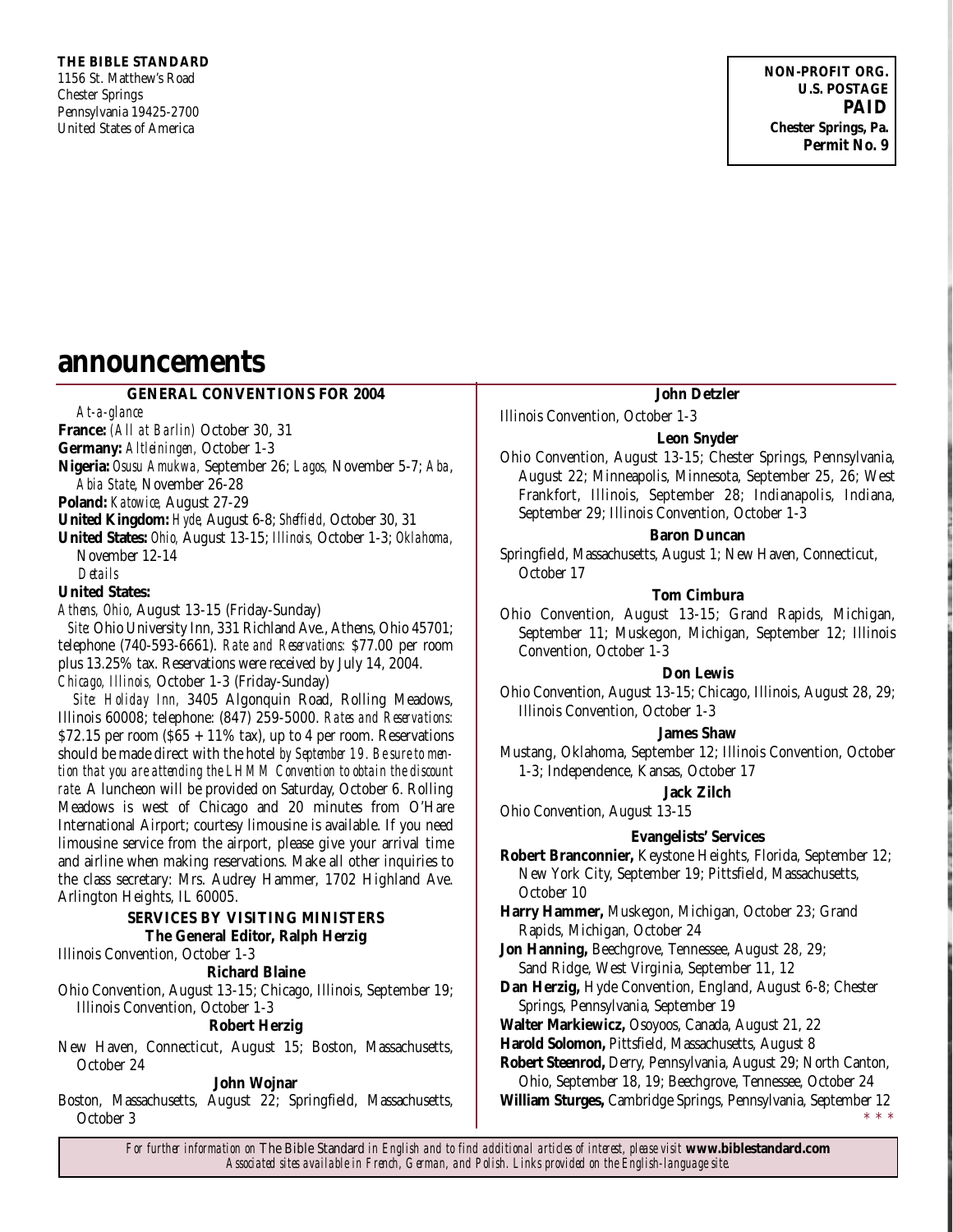**THE BIBLE STANDARD**
1156 St. Matthew's Road
Chester Springs
Pennsylvania 19425-2700
United States of America

**NON-PROFIT ORG.**
**U.S. POSTAGE**
**PAID**
**Chester Springs, Pa.**
**Permit No. 9**

# announcements

### GENERAL CONVENTIONS FOR 2004

*At-a-glance*

**France:** *(All at Barlin)* October 30, 31
**Germany:** *Altleiningen,* October 1-3
**Nigeria:** *Osusu Amukwa,* September 26; *Lagos,* November 5-7; *Aba, Abia State,* November 26-28
**Poland:** *Katowice,* August 27-29
**United Kingdom:** *Hyde,* August 6-8; *Sheffield,* October 30, 31
**United States:** *Ohio,* August 13-15; *Illinois,* October 1-3; *Oklahoma,* November 12-14

*Details*

**United States:**

*Athens, Ohio,* August 13-15 (Friday-Sunday)

*Site:* Ohio University Inn, 331 Richland Ave., Athens, Ohio 45701; telephone (740-593-6661). *Rate and Reservations:* $77.00 per room plus 13.25% tax. Reservations were received by July 14, 2004.

*Chicago, Illinois,* October 1-3 (Friday-Sunday)

*Site: Holiday Inn,* 3405 Algonquin Road, Rolling Meadows, Illinois 60008; telephone: (847) 259-5000. *Rates and Reservations:* $72.15 per room ($65 + 11% tax), up to 4 per room. Reservations should be made direct with the hotel *by September 19. Be sure to mention that you are attending the LHMM Convention to obtain the discount rate.* A luncheon will be provided on Saturday, October 6. Rolling Meadows is west of Chicago and 20 minutes from O'Hare International Airport; courtesy limousine is available. If you need limousine service from the airport, please give your arrival time and airline when making reservations. Make all other inquiries to the class secretary: Mrs. Audrey Hammer, 1702 Highland Ave. Arlington Heights, IL 60005.

### SERVICES BY VISITING MINISTERS

**The General Editor, Ralph Herzig**
Illinois Convention, October 1-3

**Richard Blaine**
Ohio Convention, August 13-15; Chicago, Illinois, September 19; Illinois Convention, October 1-3

**Robert Herzig**
New Haven, Connecticut, August 15; Boston, Massachusetts, October 24

**John Wojnar**
Boston, Massachusetts, August 22; Springfield, Massachusetts, October 3

**John Detzler**
Illinois Convention, October 1-3

**Leon Snyder**
Ohio Convention, August 13-15; Chester Springs, Pennsylvania, August 22; Minneapolis, Minnesota, September 25, 26; West Frankfort, Illinois, September 28; Indianapolis, Indiana, September 29; Illinois Convention, October 1-3

**Baron Duncan**
Springfield, Massachusetts, August 1; New Haven, Connecticut, October 17

**Tom Cimbura**
Ohio Convention, August 13-15; Grand Rapids, Michigan, September 11; Muskegon, Michigan, September 12; Illinois Convention, October 1-3

**Don Lewis**
Ohio Convention, August 13-15; Chicago, Illinois, August 28, 29; Illinois Convention, October 1-3

**James Shaw**
Mustang, Oklahoma, September 12; Illinois Convention, October 1-3; Independence, Kansas, October 17

**Jack Zilch**
Ohio Convention, August 13-15

**Evangelists' Services**

**Robert Branconnier,** Keystone Heights, Florida, September 12; New York City, September 19; Pittsfield, Massachusetts, October 10
**Harry Hammer,** Muskegon, Michigan, October 23; Grand Rapids, Michigan, October 24
**Jon Hanning,** Beechgrove, Tennessee, August 28, 29; Sand Ridge, West Virginia, September 11, 12
**Dan Herzig,** Hyde Convention, England, August 6-8; Chester Springs, Pennsylvania, September 19
**Walter Markiewicz,** Osoyoos, Canada, August 21, 22
**Harold Solomon,** Pittsfield, Massachusetts, August 8
**Robert Steenrod,** Derry, Pennsylvania, August 29; North Canton, Ohio, September 18, 19; Beechgrove, Tennessee, October 24
**William Sturges,** Cambridge Springs, Pennsylvania, September 12

\* \* \*

*For further information on* The Bible Standard *in English and to find additional articles of interest, please visit* **www.biblestandard.com**
*Associated sites available in French, German, and Polish. Links provided on the English-language site.*